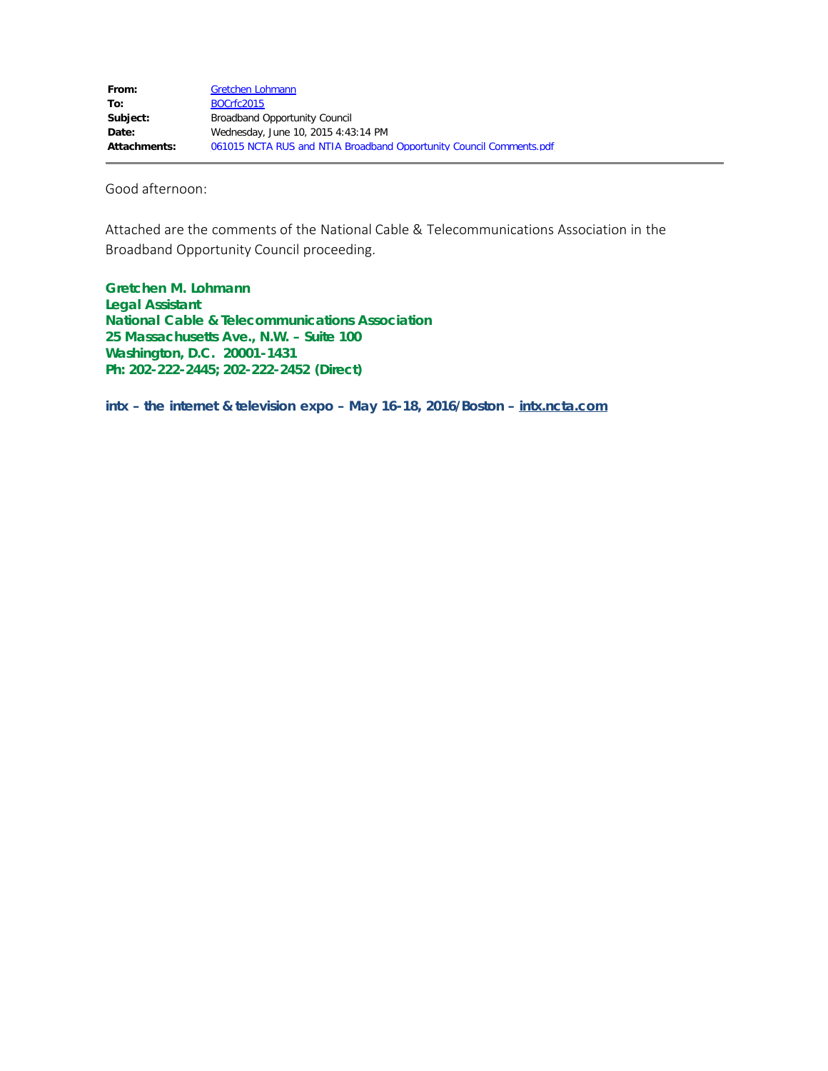| | |
|---|---|
| **From:** | Gretchen Lohmann |
| **To:** | BOCrfc2015 |
| **Subject:** | Broadband Opportunity Council |
| **Date:** | Wednesday, June 10, 2015 4:43:14 PM |
| **Attachments:** | 061015 NCTA RUS and NTIA Broadband Opportunity Council Comments.pdf |

Good afternoon:

Attached are the comments of the National Cable & Telecommunications Association in the Broadband Opportunity Council proceeding.

**Gretchen M. Lohmann**
**Legal Assistant**
**National Cable & Telecommunications Association**
**25 Massachusetts Ave., N.W. – Suite 100**
**Washington, D.C. 20001-1431**
**Ph: 202-222-2445; 202-222-2452 (Direct)**

**intx – the internet & television expo – May 16-18, 2016/Boston – intx.ncta.com**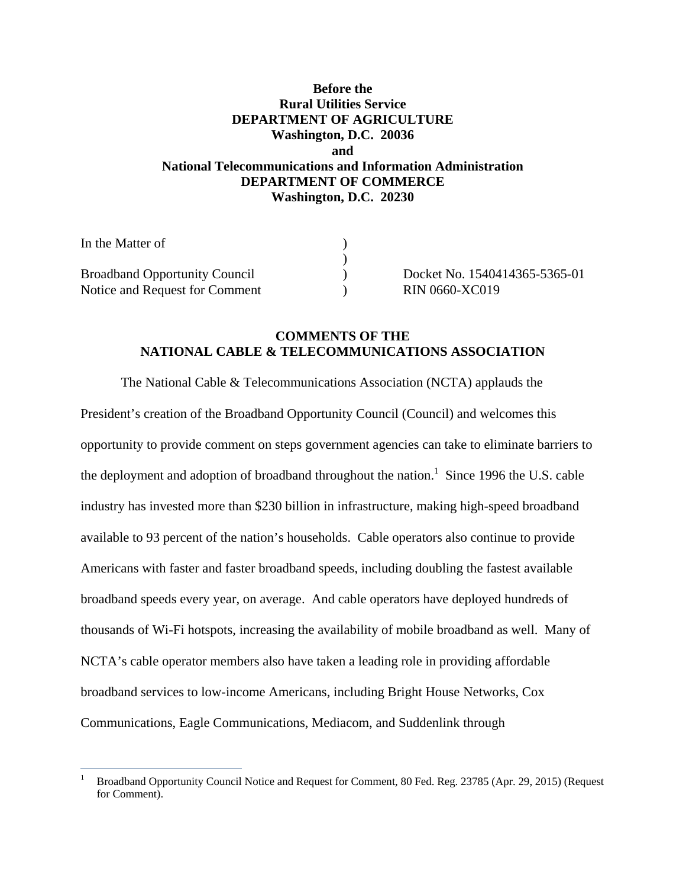**Before the**
**Rural Utilities Service**
**DEPARTMENT OF AGRICULTURE**
**Washington, D.C. 20036**
**and**
**National Telecommunications and Information Administration**
**DEPARTMENT OF COMMERCE**
**Washington, D.C. 20230**

| | | |
|---|---|---|
| In the Matter of | ) | |
| | ) | |
| Broadband Opportunity Council | ) | Docket No. 1540414365-5365-01 |
| Notice and Request for Comment | ) | RIN 0660-XC019 |

**COMMENTS OF THE**
**NATIONAL CABLE & TELECOMMUNICATIONS ASSOCIATION**

The National Cable & Telecommunications Association (NCTA) applauds the President's creation of the Broadband Opportunity Council (Council) and welcomes this opportunity to provide comment on steps government agencies can take to eliminate barriers to the deployment and adoption of broadband throughout the nation.[1] Since 1996 the U.S. cable industry has invested more than $230 billion in infrastructure, making high-speed broadband available to 93 percent of the nation's households. Cable operators also continue to provide Americans with faster and faster broadband speeds, including doubling the fastest available broadband speeds every year, on average. And cable operators have deployed hundreds of thousands of Wi-Fi hotspots, increasing the availability of mobile broadband as well. Many of NCTA's cable operator members also have taken a leading role in providing affordable broadband services to low-income Americans, including Bright House Networks, Cox Communications, Eagle Communications, Mediacom, and Suddenlink through

[1] Broadband Opportunity Council Notice and Request for Comment, 80 Fed. Reg. 23785 (Apr. 29, 2015) (Request for Comment).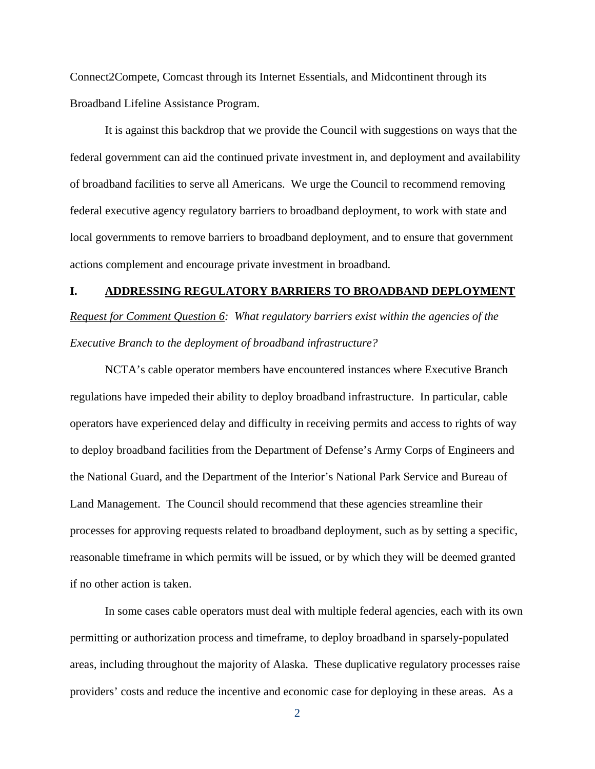Connect2Compete, Comcast through its Internet Essentials, and Midcontinent through its Broadband Lifeline Assistance Program.

It is against this backdrop that we provide the Council with suggestions on ways that the federal government can aid the continued private investment in, and deployment and availability of broadband facilities to serve all Americans. We urge the Council to recommend removing federal executive agency regulatory barriers to broadband deployment, to work with state and local governments to remove barriers to broadband deployment, and to ensure that government actions complement and encourage private investment in broadband.

## I. <u>ADDRESSING REGULATORY BARRIERS TO BROADBAND DEPLOYMENT</u>

*<u>Request for Comment Question 6</u>: What regulatory barriers exist within the agencies of the Executive Branch to the deployment of broadband infrastructure?*

NCTA's cable operator members have encountered instances where Executive Branch regulations have impeded their ability to deploy broadband infrastructure. In particular, cable operators have experienced delay and difficulty in receiving permits and access to rights of way to deploy broadband facilities from the Department of Defense's Army Corps of Engineers and the National Guard, and the Department of the Interior's National Park Service and Bureau of Land Management. The Council should recommend that these agencies streamline their processes for approving requests related to broadband deployment, such as by setting a specific, reasonable timeframe in which permits will be issued, or by which they will be deemed granted if no other action is taken.

In some cases cable operators must deal with multiple federal agencies, each with its own permitting or authorization process and timeframe, to deploy broadband in sparsely-populated areas, including throughout the majority of Alaska. These duplicative regulatory processes raise providers' costs and reduce the incentive and economic case for deploying in these areas. As a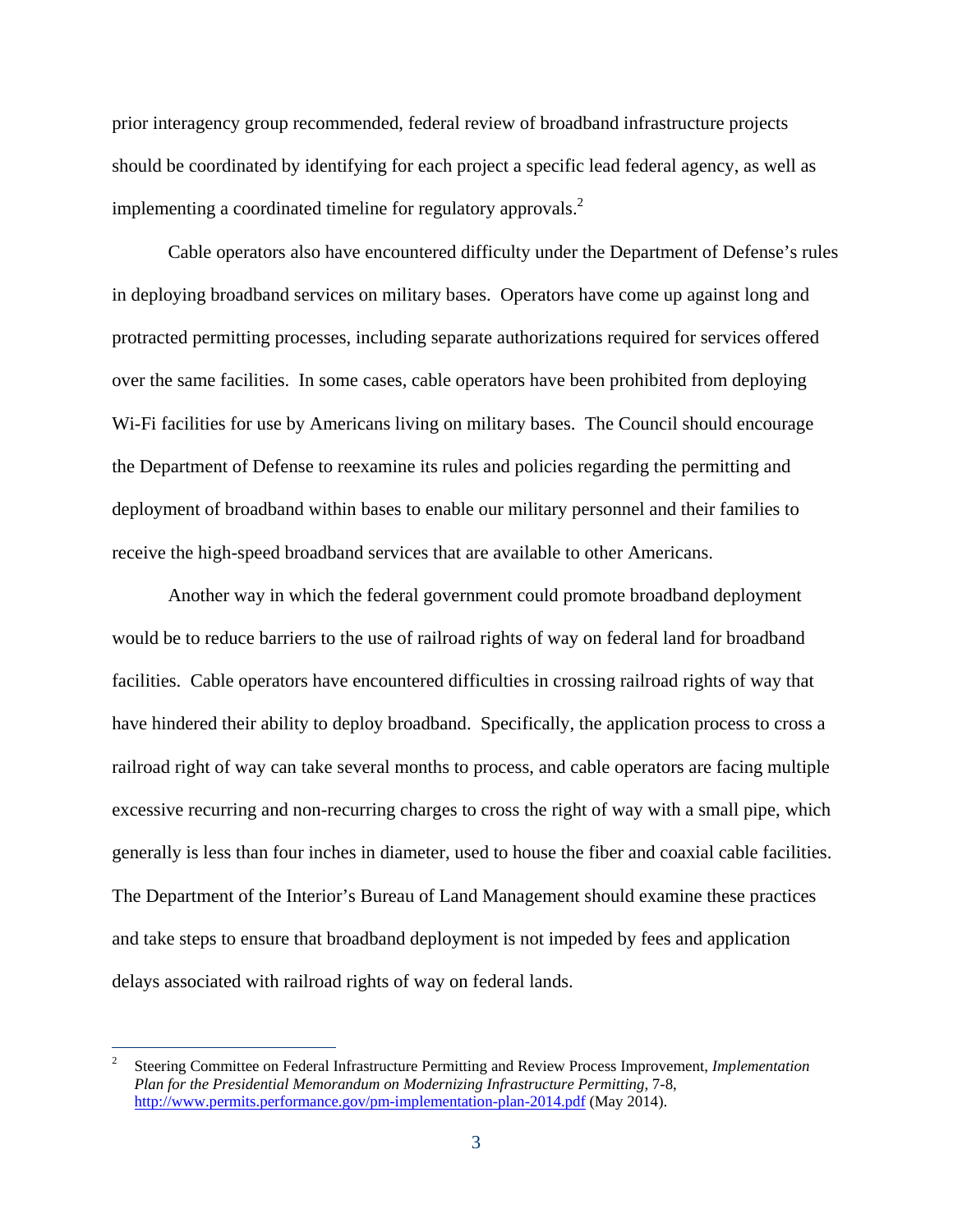prior interagency group recommended, federal review of broadband infrastructure projects should be coordinated by identifying for each project a specific lead federal agency, as well as implementing a coordinated timeline for regulatory approvals.[2]

Cable operators also have encountered difficulty under the Department of Defense's rules in deploying broadband services on military bases. Operators have come up against long and protracted permitting processes, including separate authorizations required for services offered over the same facilities. In some cases, cable operators have been prohibited from deploying Wi-Fi facilities for use by Americans living on military bases. The Council should encourage the Department of Defense to reexamine its rules and policies regarding the permitting and deployment of broadband within bases to enable our military personnel and their families to receive the high-speed broadband services that are available to other Americans.

Another way in which the federal government could promote broadband deployment would be to reduce barriers to the use of railroad rights of way on federal land for broadband facilities. Cable operators have encountered difficulties in crossing railroad rights of way that have hindered their ability to deploy broadband. Specifically, the application process to cross a railroad right of way can take several months to process, and cable operators are facing multiple excessive recurring and non-recurring charges to cross the right of way with a small pipe, which generally is less than four inches in diameter, used to house the fiber and coaxial cable facilities. The Department of the Interior's Bureau of Land Management should examine these practices and take steps to ensure that broadband deployment is not impeded by fees and application delays associated with railroad rights of way on federal lands.

---

[2] Steering Committee on Federal Infrastructure Permitting and Review Process Improvement, *Implementation Plan for the Presidential Memorandum on Modernizing Infrastructure Permitting*, 7-8, http://www.permits.performance.gov/pm-implementation-plan-2014.pdf (May 2014).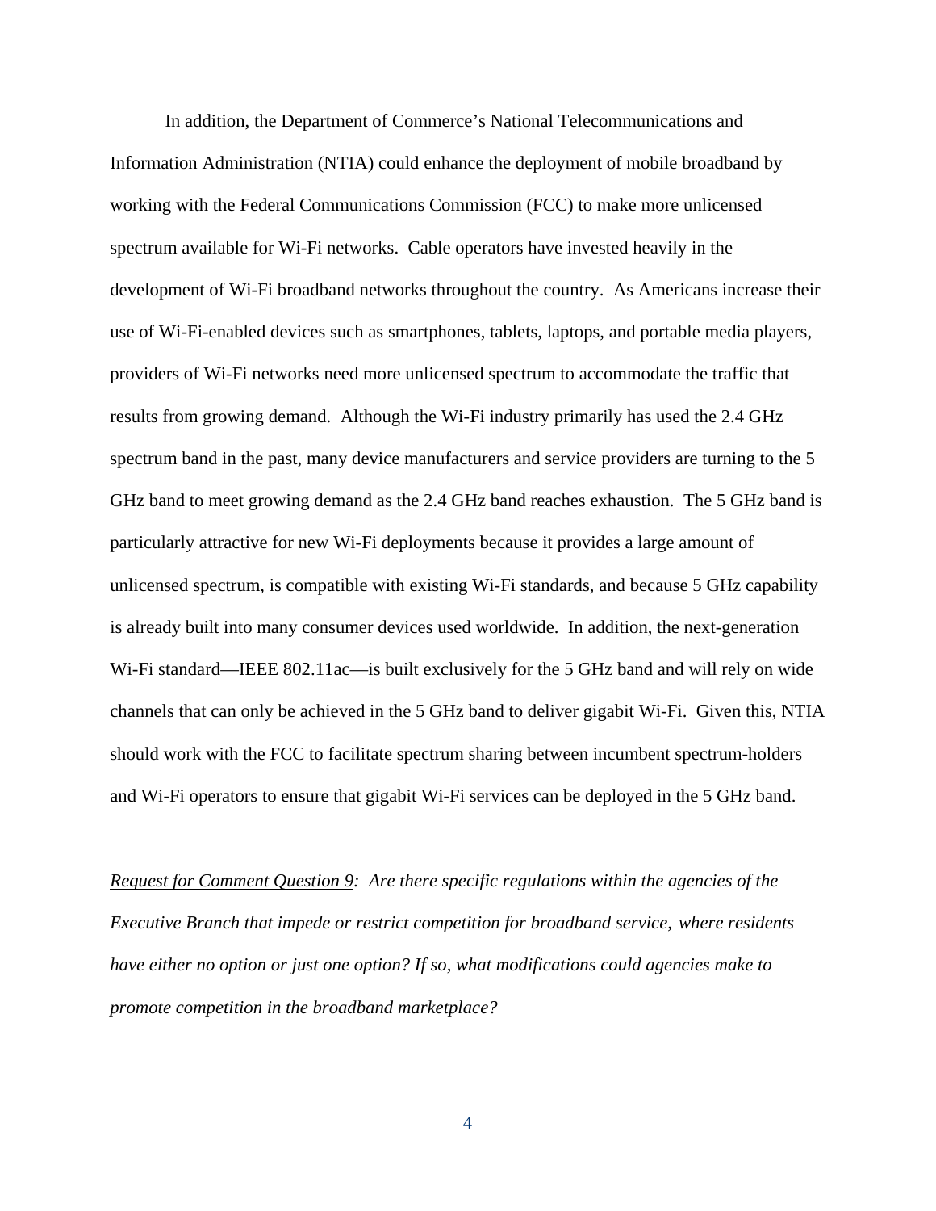In addition, the Department of Commerce's National Telecommunications and Information Administration (NTIA) could enhance the deployment of mobile broadband by working with the Federal Communications Commission (FCC) to make more unlicensed spectrum available for Wi-Fi networks. Cable operators have invested heavily in the development of Wi-Fi broadband networks throughout the country. As Americans increase their use of Wi-Fi-enabled devices such as smartphones, tablets, laptops, and portable media players, providers of Wi-Fi networks need more unlicensed spectrum to accommodate the traffic that results from growing demand. Although the Wi-Fi industry primarily has used the 2.4 GHz spectrum band in the past, many device manufacturers and service providers are turning to the 5 GHz band to meet growing demand as the 2.4 GHz band reaches exhaustion. The 5 GHz band is particularly attractive for new Wi-Fi deployments because it provides a large amount of unlicensed spectrum, is compatible with existing Wi-Fi standards, and because 5 GHz capability is already built into many consumer devices used worldwide. In addition, the next-generation Wi-Fi standard—IEEE 802.11ac—is built exclusively for the 5 GHz band and will rely on wide channels that can only be achieved in the 5 GHz band to deliver gigabit Wi-Fi. Given this, NTIA should work with the FCC to facilitate spectrum sharing between incumbent spectrum-holders and Wi-Fi operators to ensure that gigabit Wi-Fi services can be deployed in the 5 GHz band.

*Request for Comment Question 9: Are there specific regulations within the agencies of the Executive Branch that impede or restrict competition for broadband service, where residents have either no option or just one option? If so, what modifications could agencies make to promote competition in the broadband marketplace?*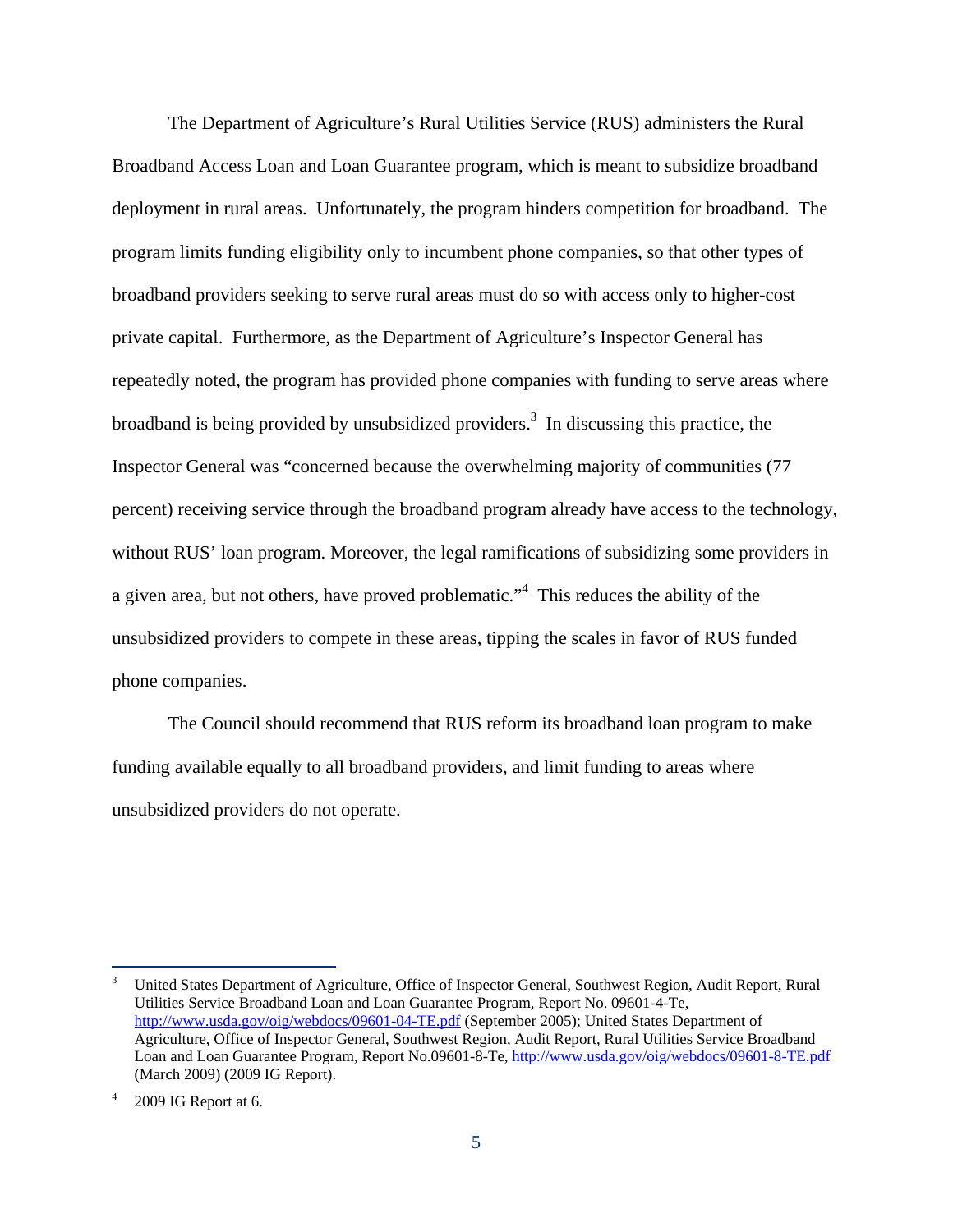The Department of Agriculture's Rural Utilities Service (RUS) administers the Rural Broadband Access Loan and Loan Guarantee program, which is meant to subsidize broadband deployment in rural areas. Unfortunately, the program hinders competition for broadband. The program limits funding eligibility only to incumbent phone companies, so that other types of broadband providers seeking to serve rural areas must do so with access only to higher-cost private capital. Furthermore, as the Department of Agriculture's Inspector General has repeatedly noted, the program has provided phone companies with funding to serve areas where broadband is being provided by unsubsidized providers.[3] In discussing this practice, the Inspector General was "concerned because the overwhelming majority of communities (77 percent) receiving service through the broadband program already have access to the technology, without RUS' loan program. Moreover, the legal ramifications of subsidizing some providers in a given area, but not others, have proved problematic."[4] This reduces the ability of the unsubsidized providers to compete in these areas, tipping the scales in favor of RUS funded phone companies.

The Council should recommend that RUS reform its broadband loan program to make funding available equally to all broadband providers, and limit funding to areas where unsubsidized providers do not operate.

---

[3] United States Department of Agriculture, Office of Inspector General, Southwest Region, Audit Report, Rural Utilities Service Broadband Loan and Loan Guarantee Program, Report No. 09601-4-Te, http://www.usda.gov/oig/webdocs/09601-04-TE.pdf (September 2005); United States Department of Agriculture, Office of Inspector General, Southwest Region, Audit Report, Rural Utilities Service Broadband Loan and Loan Guarantee Program, Report No.09601-8-Te, http://www.usda.gov/oig/webdocs/09601-8-TE.pdf (March 2009) (2009 IG Report).

[4] 2009 IG Report at 6.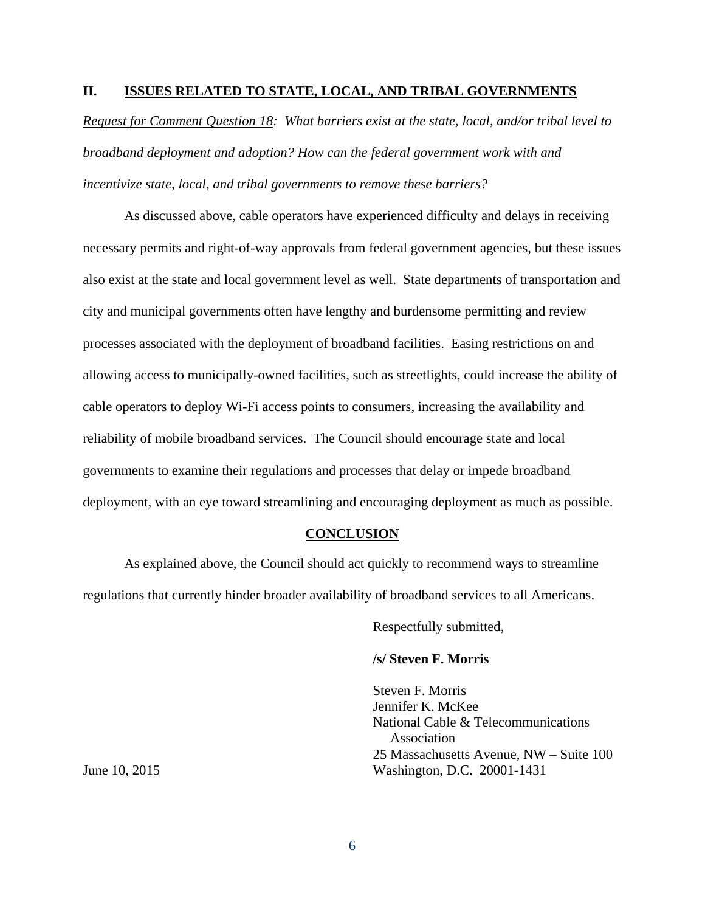## II. ISSUES RELATED TO STATE, LOCAL, AND TRIBAL GOVERNMENTS

*Request for Comment Question 18: What barriers exist at the state, local, and/or tribal level to broadband deployment and adoption? How can the federal government work with and incentivize state, local, and tribal governments to remove these barriers?*

As discussed above, cable operators have experienced difficulty and delays in receiving necessary permits and right-of-way approvals from federal government agencies, but these issues also exist at the state and local government level as well. State departments of transportation and city and municipal governments often have lengthy and burdensome permitting and review processes associated with the deployment of broadband facilities. Easing restrictions on and allowing access to municipally-owned facilities, such as streetlights, could increase the ability of cable operators to deploy Wi-Fi access points to consumers, increasing the availability and reliability of mobile broadband services. The Council should encourage state and local governments to examine their regulations and processes that delay or impede broadband deployment, with an eye toward streamlining and encouraging deployment as much as possible.

## CONCLUSION

As explained above, the Council should act quickly to recommend ways to streamline regulations that currently hinder broader availability of broadband services to all Americans.

Respectfully submitted,

**/s/ Steven F. Morris**

Steven F. Morris
Jennifer K. McKee
National Cable & Telecommunications Association
25 Massachusetts Avenue, NW – Suite 100
Washington, D.C. 20001-1431

June 10, 2015